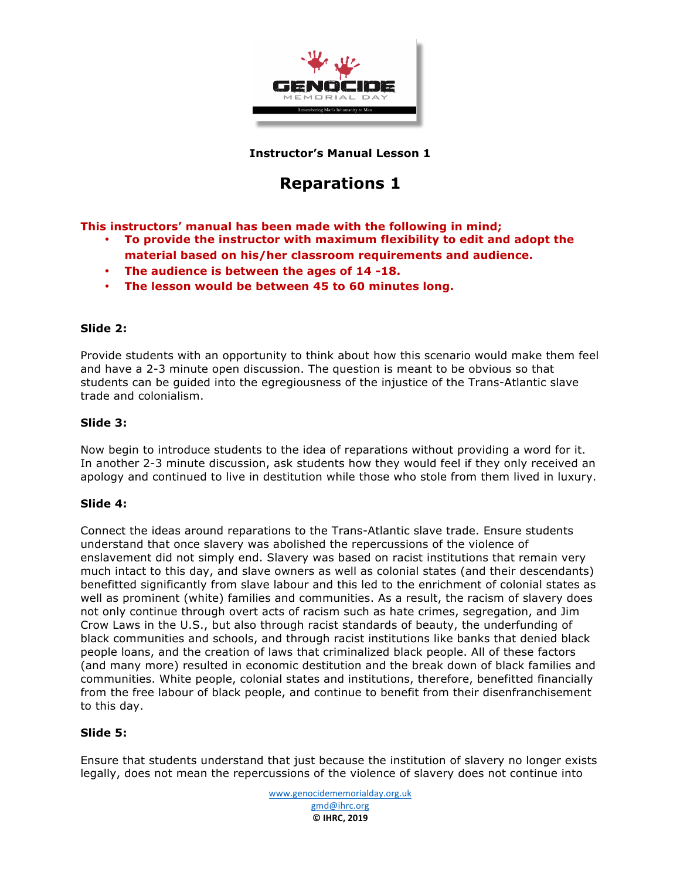**Instructor's Manual Lesson 1**

# Reparations 1

**This instructors' manual has been made with the following in mind;**

- **To provide the instructor with maximum flexibility to edit and adopt the material based on his/her classroom requirements and audience.**
- **The audience is between the ages of 14 -18.**
- **The lesson would be between 45 to 60 minutes long.**

### Slide 2:

Provide students with an opportunity to think about how this scenario would make them feel and have a 2-3 minute open discussion. The question is meant to be obvious so that students can be guided into the egregiousness of the injustice of the Trans-Atlantic slave trade and colonialism.

### Slide 3:

Now begin to introduce students to the idea of reparations without providing a word for it. In another 2-3 minute discussion, ask students how they would feel if they only received an apology and continued to live in destitution while those who stole from them lived in luxury.

### Slide 4:

Connect the ideas around reparations to the Trans-Atlantic slave trade. Ensure students understand that once slavery was abolished the repercussions of the violence of enslavement did not simply end. Slavery was based on racist institutions that remain very much intact to this day, and slave owners as well as colonial states (and their descendants) benefitted significantly from slave labour and this led to the enrichment of colonial states as well as prominent (white) families and communities. As a result, the racism of slavery does not only continue through overt acts of racism such as hate crimes, segregation, and Jim Crow Laws in the U.S., but also through racist standards of beauty, the underfunding of black communities and schools, and through racist institutions like banks that denied black people loans, and the creation of laws that criminalized black people. All of these factors (and many more) resulted in economic destitution and the break down of black families and communities. White people, colonial states and institutions, therefore, benefitted financially from the free labour of black people, and continue to benefit from their disenfranchisement to this day.

### Slide 5:

Ensure that students understand that just because the institution of slavery no longer exists legally, does not mean the repercussions of the violence of slavery does not continue into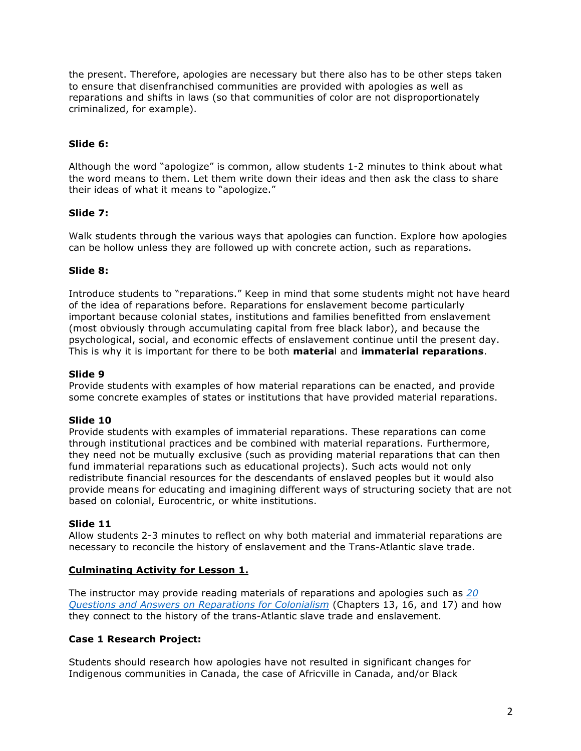the present. Therefore, apologies are necessary but there also has to be other steps taken to ensure that disenfranchised communities are provided with apologies as well as reparations and shifts in laws (so that communities of color are not disproportionately criminalized, for example).

**Slide 6:**

Although the word "apologize" is common, allow students 1-2 minutes to think about what the word means to them. Let them write down their ideas and then ask the class to share their ideas of what it means to "apologize."

**Slide 7:**

Walk students through the various ways that apologies can function. Explore how apologies can be hollow unless they are followed up with concrete action, such as reparations.

**Slide 8:**

Introduce students to "reparations." Keep in mind that some students might not have heard of the idea of reparations before. Reparations for enslavement become particularly important because colonial states, institutions and families benefitted from enslavement (most obviously through accumulating capital from free black labor), and because the psychological, social, and economic effects of enslavement continue until the present day. This is why it is important for there to be both **material** and **immaterial reparations**.

**Slide 9**

Provide students with examples of how material reparations can be enacted, and provide some concrete examples of states or institutions that have provided material reparations.

**Slide 10**

Provide students with examples of immaterial reparations. These reparations can come through institutional practices and be combined with material reparations. Furthermore, they need not be mutually exclusive (such as providing material reparations that can then fund immaterial reparations such as educational projects). Such acts would not only redistribute financial resources for the descendants of enslaved peoples but it would also provide means for educating and imagining different ways of structuring society that are not based on colonial, Eurocentric, or white institutions.

**Slide 11**

Allow students 2-3 minutes to reflect on why both material and immaterial reparations are necessary to reconcile the history of enslavement and the Trans-Atlantic slave trade.

**Culminating Activity for Lesson 1.**

The instructor may provide reading materials of reparations and apologies such as *20 Questions and Answers on Reparations for Colonialism* (Chapters 13, 16, and 17) and how they connect to the history of the trans-Atlantic slave trade and enslavement.

**Case 1 Research Project:**

Students should research how apologies have not resulted in significant changes for Indigenous communities in Canada, the case of Africville in Canada, and/or Black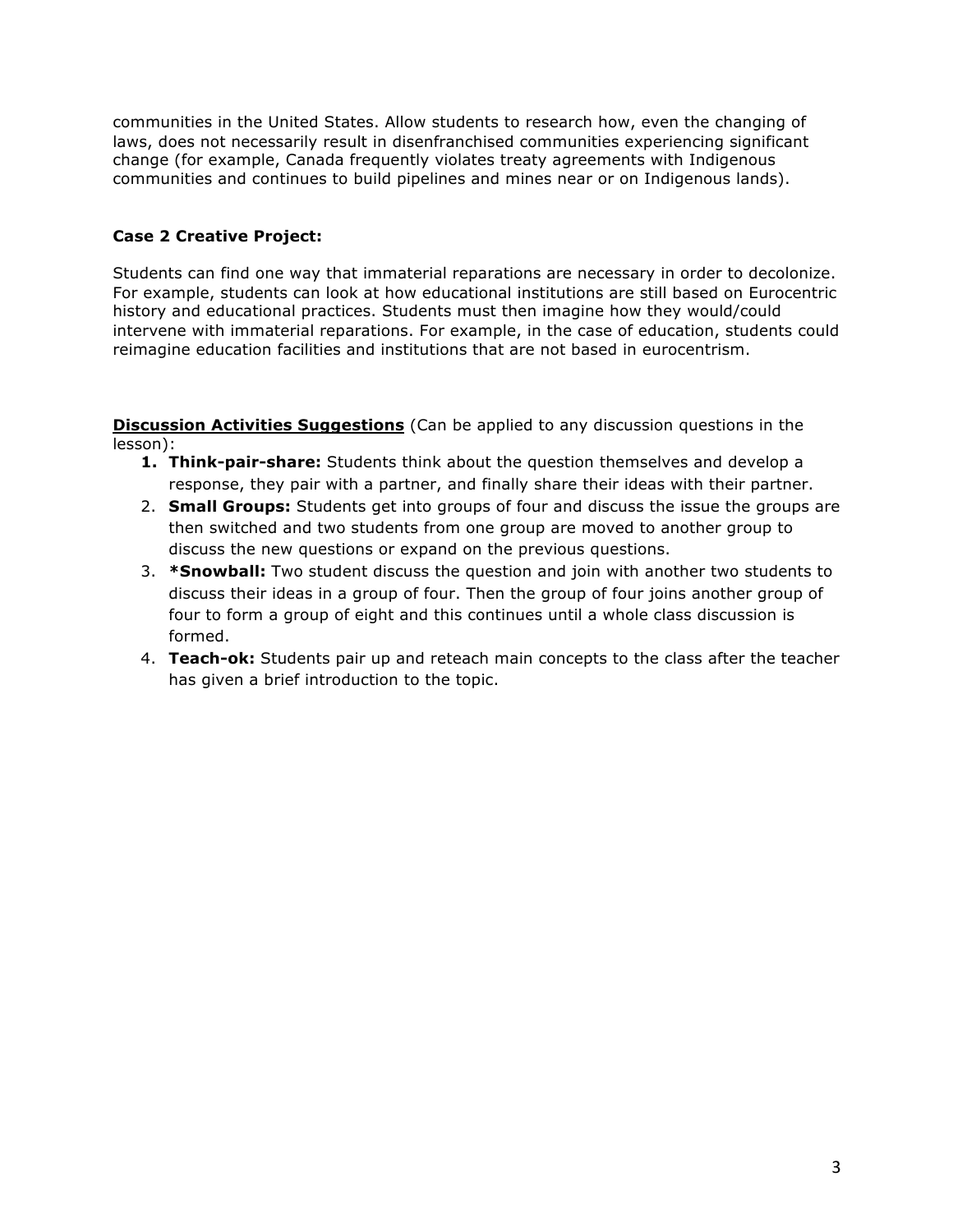communities in the United States. Allow students to research how, even the changing of laws, does not necessarily result in disenfranchised communities experiencing significant change (for example, Canada frequently violates treaty agreements with Indigenous communities and continues to build pipelines and mines near or on Indigenous lands).

**Case 2 Creative Project:**

Students can find one way that immaterial reparations are necessary in order to decolonize. For example, students can look at how educational institutions are still based on Eurocentric history and educational practices. Students must then imagine how they would/could intervene with immaterial reparations. For example, in the case of education, students could reimagine education facilities and institutions that are not based in eurocentrism.

**Discussion Activities Suggestions** (Can be applied to any discussion questions in the lesson):

1. **Think-pair-share:** Students think about the question themselves and develop a response, they pair with a partner, and finally share their ideas with their partner.
2. **Small Groups:** Students get into groups of four and discuss the issue the groups are then switched and two students from one group are moved to another group to discuss the new questions or expand on the previous questions.
3. ***Snowball:** Two student discuss the question and join with another two students to discuss their ideas in a group of four. Then the group of four joins another group of four to form a group of eight and this continues until a whole class discussion is formed.
4. **Teach-ok:** Students pair up and reteach main concepts to the class after the teacher has given a brief introduction to the topic.